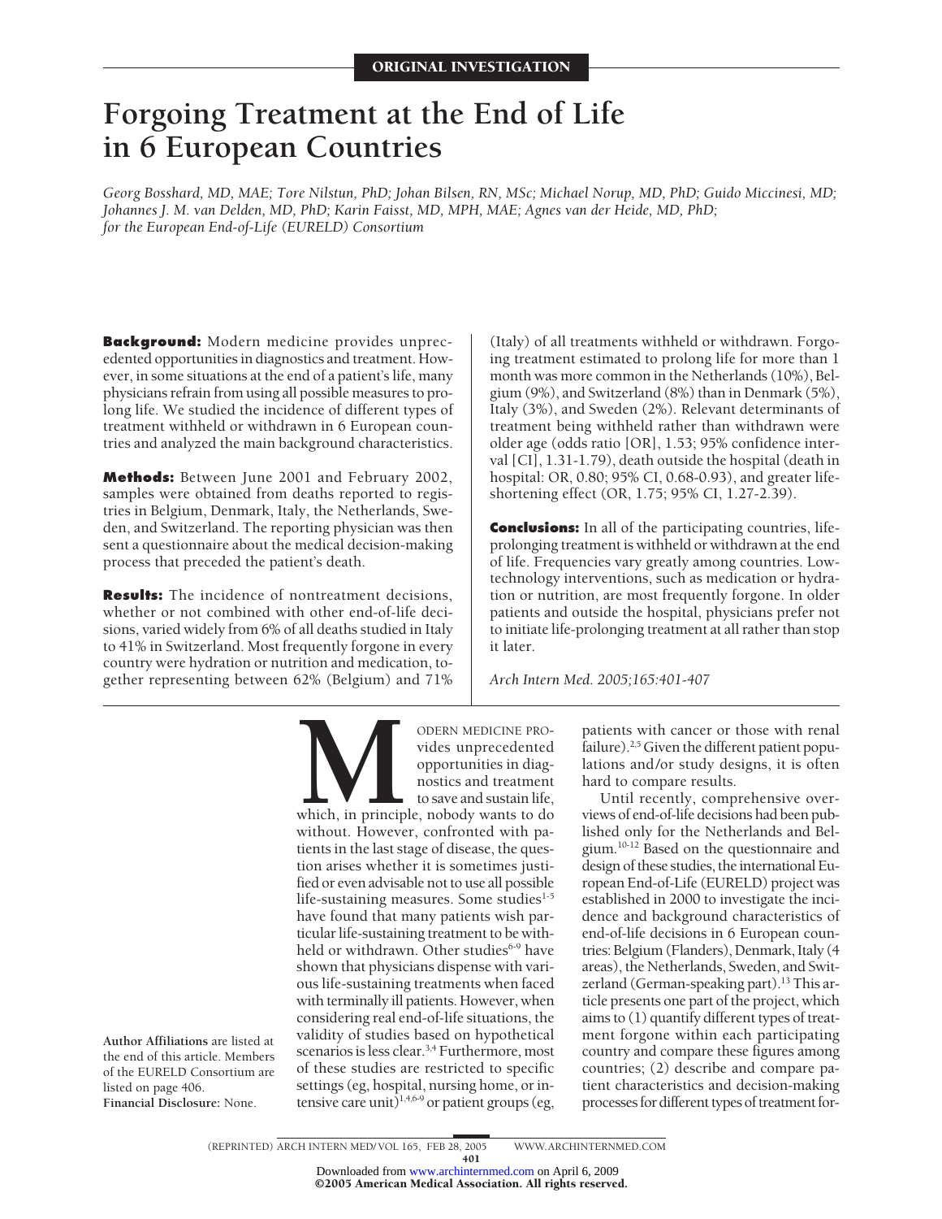ORIGINAL INVESTIGATION

# Forgoing Treatment at the End of Life in 6 European Countries

*Georg Bosshard, MD, MAE; Tore Nilstun, PhD; Johan Bilsen, RN, MSc; Michael Norup, MD, PhD; Guido Miccinesi, MD; Johannes J. M. van Delden, MD, PhD; Karin Faisst, MD, MPH, MAE; Agnes van der Heide, MD, PhD; for the European End-of-Life (EURELD) Consortium*

**Background:** Modern medicine provides unprecedented opportunities in diagnostics and treatment. However, in some situations at the end of a patient's life, many physicians refrain from using all possible measures to prolong life. We studied the incidence of different types of treatment withheld or withdrawn in 6 European countries and analyzed the main background characteristics.

**Methods:** Between June 2001 and February 2002, samples were obtained from deaths reported to registries in Belgium, Denmark, Italy, the Netherlands, Sweden, and Switzerland. The reporting physician was then sent a questionnaire about the medical decision-making process that preceded the patient's death.

**Results:** The incidence of nontreatment decisions, whether or not combined with other end-of-life decisions, varied widely from 6% of all deaths studied in Italy to 41% in Switzerland. Most frequently forgone in every country were hydration or nutrition and medication, together representing between 62% (Belgium) and 71% (Italy) of all treatments withheld or withdrawn. Forgoing treatment estimated to prolong life for more than 1 month was more common in the Netherlands (10%), Belgium (9%), and Switzerland (8%) than in Denmark (5%), Italy (3%), and Sweden (2%). Relevant determinants of treatment being withheld rather than withdrawn were older age (odds ratio [OR], 1.53; 95% confidence interval [CI], 1.31-1.79), death outside the hospital (death in hospital: OR, 0.80; 95% CI, 0.68-0.93), and greater life-shortening effect (OR, 1.75; 95% CI, 1.27-2.39).

**Conclusions:** In all of the participating countries, life-prolonging treatment is withheld or withdrawn at the end of life. Frequencies vary greatly among countries. Low-technology interventions, such as medication or hydration or nutrition, are most frequently forgone. In older patients and outside the hospital, physicians prefer not to initiate life-prolonging treatment at all rather than stop it later.

*Arch Intern Med. 2005;165:401-407*

MODERN MEDICINE PROvides unprecedented opportunities in diagnostics and treatment to save and sustain life, which, in principle, nobody wants to do without. However, confronted with patients in the last stage of disease, the question arises whether it is sometimes justified or even advisable not to use all possible life-sustaining measures. Some studies[1-5] have found that many patients wish particular life-sustaining treatment to be withheld or withdrawn. Other studies[6-9] have shown that physicians dispense with various life-sustaining treatments when faced with terminally ill patients. However, when considering real end-of-life situations, the validity of studies based on hypothetical scenarios is less clear.[3,4] Furthermore, most of these studies are restricted to specific settings (eg, hospital, nursing home, or intensive care unit)[1,4,6-9] or patient groups (eg, patients with cancer or those with renal failure).[2,5] Given the different patient populations and/or study designs, it is often hard to compare results.

Until recently, comprehensive overviews of end-of-life decisions had been published only for the Netherlands and Belgium.[10-12] Based on the questionnaire and design of these studies, the international European End-of-Life (EURELD) project was established in 2000 to investigate the incidence and background characteristics of end-of-life decisions in 6 European countries: Belgium (Flanders), Denmark, Italy (4 areas), the Netherlands, Sweden, and Switzerland (German-speaking part).[13] This article presents one part of the project, which aims to (1) quantify different types of treatment forgone within each participating country and compare these figures among countries; (2) describe and compare patient characteristics and decision-making processes for different types of treatment for-

**Author Affiliations** are listed at the end of this article. Members of the EURELD Consortium are listed on page 406.
**Financial Disclosure:** None.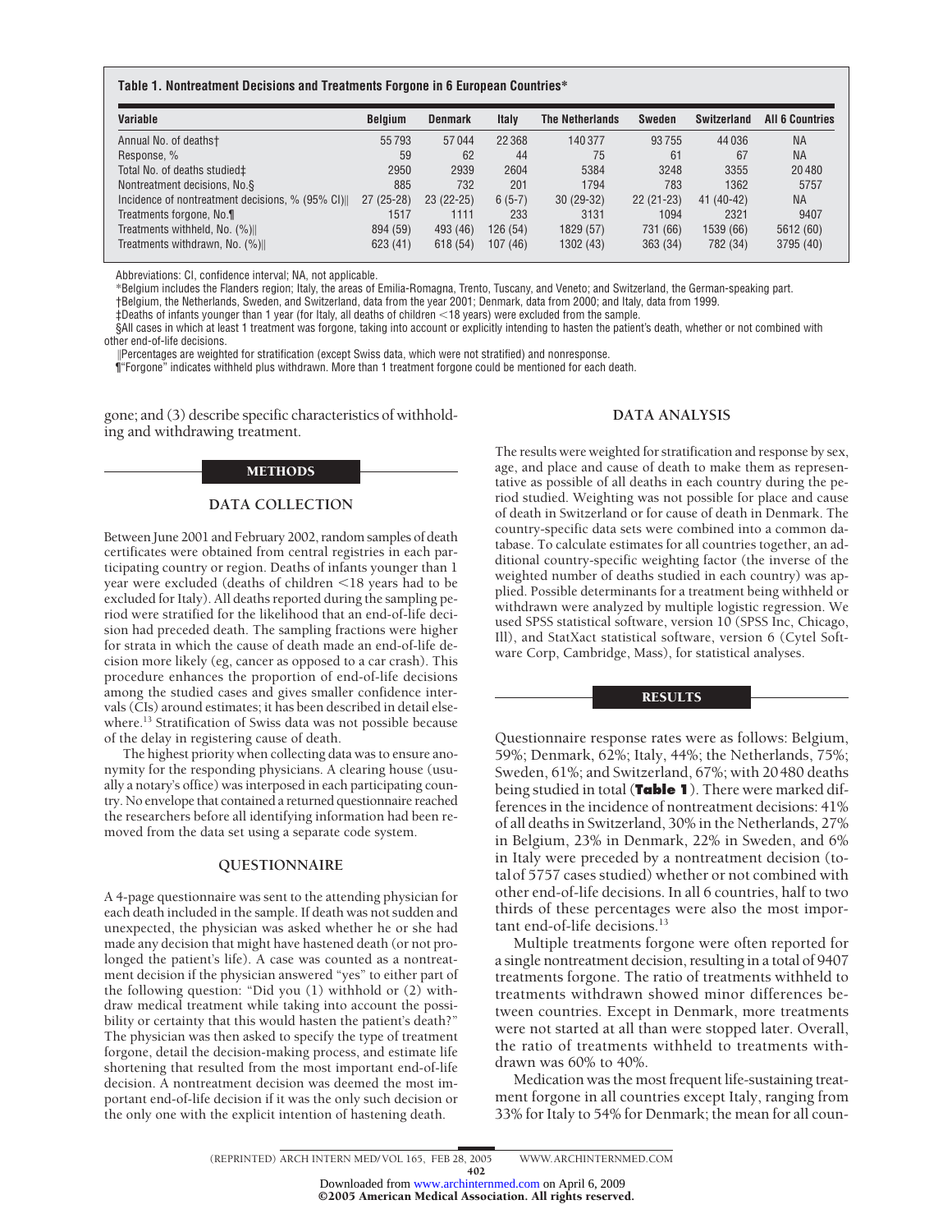**Table 1. Nontreatment Decisions and Treatments Forgone in 6 European Countries***

| Variable | Belgium | Denmark | Italy | The Netherlands | Sweden | Switzerland | All 6 Countries |
|---|---|---|---|---|---|---|---|
| Annual No. of deaths† | 55 793 | 57 044 | 22 368 | 140 377 | 93 755 | 44 036 | NA |
| Response, % | 59 | 62 | 44 | 75 | 61 | 67 | NA |
| Total No. of deaths studied‡ | 2950 | 2939 | 2604 | 5384 | 3248 | 3355 | 20 480 |
| Nontreatment decisions, No.§ | 885 | 732 | 201 | 1794 | 783 | 1362 | 5757 |
| Incidence of nontreatment decisions, % (95% CI)‖ | 27 (25-28) | 23 (22-25) | 6 (5-7) | 30 (29-32) | 22 (21-23) | 41 (40-42) | NA |
| Treatments forgone, No.¶ | 1517 | 1111 | 233 | 3131 | 1094 | 2321 | 9407 |
| Treatments withheld, No. (%)‖ | 894 (59) | 493 (46) | 126 (54) | 1829 (57) | 731 (66) | 1539 (66) | 5612 (60) |
| Treatments withdrawn, No. (%)‖ | 623 (41) | 618 (54) | 107 (46) | 1302 (43) | 363 (34) | 782 (34) | 3795 (40) |

Abbreviations: CI, confidence interval; NA, not applicable.
*Belgium includes the Flanders region; Italy, the areas of Emilia-Romagna, Trento, Tuscany, and Veneto; and Switzerland, the German-speaking part.
†Belgium, the Netherlands, Sweden, and Switzerland, data from the year 2001; Denmark, data from 2000; and Italy, data from 1999.
‡Deaths of infants younger than 1 year (for Italy, all deaths of children <18 years) were excluded from the sample.
§All cases in which at least 1 treatment was forgone, taking into account or explicitly intending to hasten the patient's death, whether or not combined with other end-of-life decisions.
‖Percentages are weighted for stratification (except Swiss data, which were not stratified) and nonresponse.
¶"Forgone" indicates withheld plus withdrawn. More than 1 treatment forgone could be mentioned for each death.

gone; and (3) describe specific characteristics of withholding and withdrawing treatment.

## METHODS

### DATA COLLECTION

Between June 2001 and February 2002, random samples of death certificates were obtained from central registries in each participating country or region. Deaths of infants younger than 1 year were excluded (deaths of children <18 years had to be excluded for Italy). All deaths reported during the sampling period were stratified for the likelihood that an end-of-life decision had preceded death. The sampling fractions were higher for strata in which the cause of death made an end-of-life decision more likely (eg, cancer as opposed to a car crash). This procedure enhances the proportion of end-of-life decisions among the studied cases and gives smaller confidence intervals (CIs) around estimates; it has been described in detail elsewhere.[13] Stratification of Swiss data was not possible because of the delay in registering cause of death.

The highest priority when collecting data was to ensure anonymity for the responding physicians. A clearing house (usually a notary's office) was interposed in each participating country. No envelope that contained a returned questionnaire reached the researchers before all identifying information had been removed from the data set using a separate code system.

### QUESTIONNAIRE

A 4-page questionnaire was sent to the attending physician for each death included in the sample. If death was not sudden and unexpected, the physician was asked whether he or she had made any decision that might have hastened death (or not prolonged the patient's life). A case was counted as a nontreatment decision if the physician answered "yes" to either part of the following question: "Did you (1) withhold or (2) withdraw medical treatment while taking into account the possibility or certainty that this would hasten the patient's death?" The physician was then asked to specify the type of treatment forgone, detail the decision-making process, and estimate life shortening that resulted from the most important end-of-life decision. A nontreatment decision was deemed the most important end-of-life decision if it was the only such decision or the only one with the explicit intention of hastening death.

### DATA ANALYSIS

The results were weighted for stratification and response by sex, age, and place and cause of death to make them as representative as possible of all deaths in each country during the period studied. Weighting was not possible for place and cause of death in Switzerland or for cause of death in Denmark. The country-specific data sets were combined into a common database. To calculate estimates for all countries together, an additional country-specific weighting factor (the inverse of the weighted number of deaths studied in each country) was applied. Possible determinants for a treatment being withheld or withdrawn were analyzed by multiple logistic regression. We used SPSS statistical software, version 10 (SPSS Inc, Chicago, Ill), and StatXact statistical software, version 6 (Cytel Software Corp, Cambridge, Mass), for statistical analyses.

## RESULTS

Questionnaire response rates were as follows: Belgium, 59%; Denmark, 62%; Italy, 44%; the Netherlands, 75%; Sweden, 61%; and Switzerland, 67%; with 20 480 deaths being studied in total (**Table 1**). There were marked differences in the incidence of nontreatment decisions: 41% of all deaths in Switzerland, 30% in the Netherlands, 27% in Belgium, 23% in Denmark, 22% in Sweden, and 6% in Italy were preceded by a nontreatment decision (total of 5757 cases studied) whether or not combined with other end-of-life decisions. In all 6 countries, half to two thirds of these percentages were also the most important end-of-life decisions.[13]

Multiple treatments forgone were often reported for a single nontreatment decision, resulting in a total of 9407 treatments forgone. The ratio of treatments withheld to treatments withdrawn showed minor differences between countries. Except in Denmark, more treatments were not started at all than were stopped later. Overall, the ratio of treatments withheld to treatments withdrawn was 60% to 40%.

Medication was the most frequent life-sustaining treatment forgone in all countries except Italy, ranging from 33% for Italy to 54% for Denmark; the mean for all coun-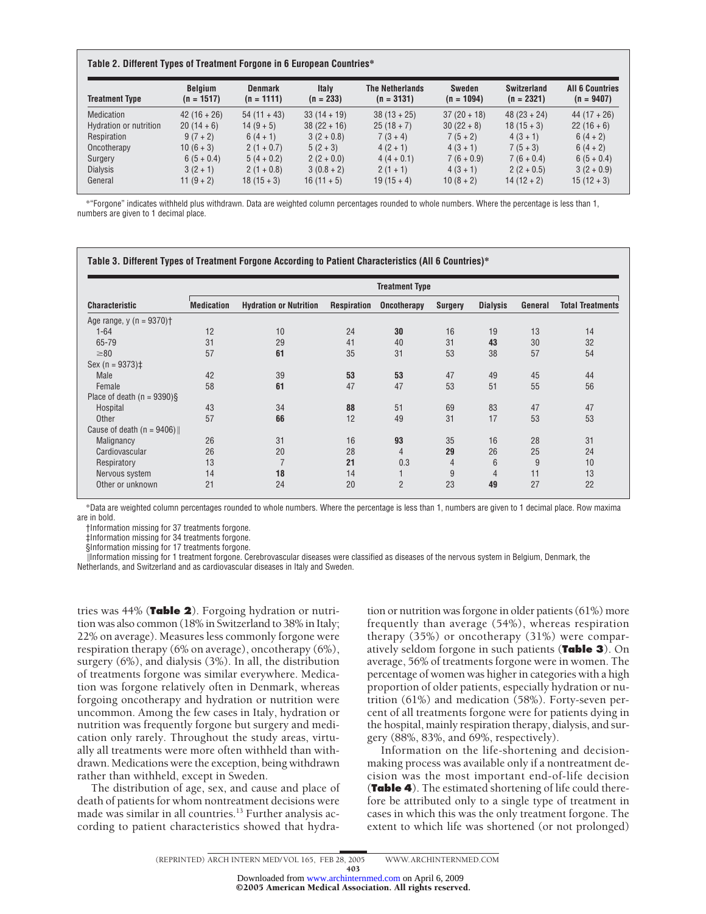**Table 2. Different Types of Treatment Forgone in 6 European Countries***

| Treatment Type | Belgium (n = 1517) | Denmark (n = 1111) | Italy (n = 233) | The Netherlands (n = 3131) | Sweden (n = 1094) | Switzerland (n = 2321) | All 6 Countries (n = 9407) |
|---|---|---|---|---|---|---|---|
| Medication | 42 (16 + 26) | 54 (11 + 43) | 33 (14 + 19) | 38 (13 + 25) | 37 (20 + 18) | 48 (23 + 24) | 44 (17 + 26) |
| Hydration or nutrition | 20 (14 + 6) | 14 (9 + 5) | 38 (22 + 16) | 25 (18 + 7) | 30 (22 + 8) | 18 (15 + 3) | 22 (16 + 6) |
| Respiration | 9 (7 + 2) | 6 (4 + 1) | 3 (2 + 0.8) | 7 (3 + 4) | 7 (5 + 2) | 4 (3 + 1) | 6 (4 + 2) |
| Oncotherapy | 10 (6 + 3) | 2 (1 + 0.7) | 5 (2 + 3) | 4 (2 + 1) | 4 (3 + 1) | 7 (5 + 3) | 6 (4 + 2) |
| Surgery | 6 (5 + 0.4) | 5 (4 + 0.2) | 2 (2 + 0.0) | 4 (4 + 0.1) | 7 (6 + 0.9) | 7 (6 + 0.4) | 6 (5 + 0.4) |
| Dialysis | 3 (2 + 1) | 2 (1 + 0.8) | 3 (0.8 + 2) | 2 (1 + 1) | 4 (3 + 1) | 2 (2 + 0.5) | 3 (2 + 0.9) |
| General | 11 (9 + 2) | 18 (15 + 3) | 16 (11 + 5) | 19 (15 + 4) | 10 (8 + 2) | 14 (12 + 2) | 15 (12 + 3) |

*"Forgone" indicates withheld plus withdrawn. Data are weighted column percentages rounded to whole numbers. Where the percentage is less than 1, numbers are given to 1 decimal place.

**Table 3. Different Types of Treatment Forgone According to Patient Characteristics (All 6 Countries)***

| | Treatment Type | | | | | | | |
|---|---|---|---|---|---|---|---|---|
| Characteristic | Medication | Hydration or Nutrition | Respiration | Oncotherapy | Surgery | Dialysis | General | Total Treatments |
| Age range, y (n = 9370)† | | | | | | | | |
| 1-64 | 12 | 10 | 24 | **30** | 16 | 19 | 13 | 14 |
| 65-79 | 31 | 29 | 41 | 40 | 31 | **43** | 30 | 32 |
| ≥80 | 57 | **61** | 35 | 31 | 53 | 38 | 57 | 54 |
| Sex (n = 9373)‡ | | | | | | | | |
| Male | 42 | 39 | **53** | **53** | 47 | 49 | 45 | 44 |
| Female | 58 | **61** | 47 | 47 | 53 | 51 | 55 | 56 |
| Place of death (n = 9390)§ | | | | | | | | |
| Hospital | 43 | 34 | **88** | 51 | 69 | 83 | 47 | 47 |
| Other | 57 | **66** | 12 | 49 | 31 | 17 | 53 | 53 |
| Cause of death (n = 9406)‖ | | | | | | | | |
| Malignancy | 26 | 31 | 16 | **93** | 35 | 16 | 28 | 31 |
| Cardiovascular | 26 | 20 | 28 | 4 | **29** | 26 | 25 | 24 |
| Respiratory | 13 | 7 | **21** | 0.3 | 4 | 6 | 9 | 10 |
| Nervous system | 14 | **18** | 14 | 1 | 9 | 4 | 11 | 13 |
| Other or unknown | 21 | 24 | 20 | 2 | 23 | **49** | 27 | 22 |

*Data are weighted column percentages rounded to whole numbers. Where the percentage is less than 1, numbers are given to 1 decimal place. Row maxima are in bold.

†Information missing for 37 treatments forgone.

‡Information missing for 34 treatments forgone.

§Information missing for 17 treatments forgone.

‖Information missing for 1 treatment forgone. Cerebrovascular diseases were classified as diseases of the nervous system in Belgium, Denmark, the Netherlands, and Switzerland and as cardiovascular diseases in Italy and Sweden.

tries was 44% (**Table 2**). Forgoing hydration or nutrition was also common (18% in Switzerland to 38% in Italy; 22% on average). Measures less commonly forgone were respiration therapy (6% on average), oncotherapy (6%), surgery (6%), and dialysis (3%). In all, the distribution of treatments forgone was similar everywhere. Medication was forgone relatively often in Denmark, whereas forgoing oncotherapy and hydration or nutrition were uncommon. Among the few cases in Italy, hydration or nutrition was frequently forgone but surgery and medication only rarely. Throughout the study areas, virtually all treatments were more often withheld than withdrawn. Medications were the exception, being withdrawn rather than withheld, except in Sweden.

The distribution of age, sex, and cause and place of death of patients for whom nontreatment decisions were made was similar in all countries.[13] Further analysis according to patient characteristics showed that hydration or nutrition was forgone in older patients (61%) more frequently than average (54%), whereas respiration therapy (35%) or oncotherapy (31%) were comparatively seldom forgone in such patients (**Table 3**). On average, 56% of treatments forgone were in women. The percentage of women was higher in categories with a high proportion of older patients, especially hydration or nutrition (61%) and medication (58%). Forty-seven percent of all treatments forgone were for patients dying in the hospital, mainly respiration therapy, dialysis, and surgery (88%, 83%, and 69%, respectively).

Information on the life-shortening and decision-making process was available only if a nontreatment decision was the most important end-of-life decision (**Table 4**). The estimated shortening of life could therefore be attributed only to a single type of treatment in cases in which this was the only treatment forgone. The extent to which life was shortened (or not prolonged)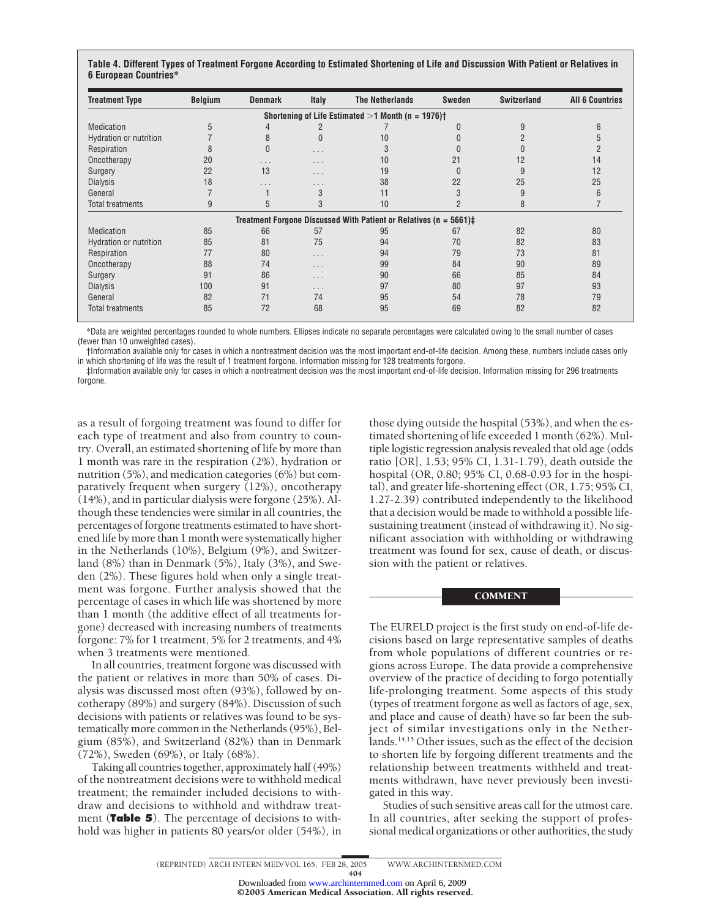**Table 4. Different Types of Treatment Forgone According to Estimated Shortening of Life and Discussion With Patient or Relatives in 6 European Countries***

| Treatment Type | Belgium | Denmark | Italy | The Netherlands | Sweden | Switzerland | All 6 Countries |
|---|---|---|---|---|---|---|---|
| **Shortening of Life Estimated >1 Month (n = 1976)†** | | | | | | | |
| Medication | 5 | 4 | 2 | 7 | 0 | 9 | 6 |
| Hydration or nutrition | 7 | 8 | 0 | 10 | 0 | 2 | 5 |
| Respiration | 8 | 0 | . . . | 3 | 0 | 0 | 2 |
| Oncotherapy | 20 | . . . | . . . | 10 | 21 | 12 | 14 |
| Surgery | 22 | 13 | . . . | 19 | 0 | 9 | 12 |
| Dialysis | 18 | . . . | . . . | 38 | 22 | 25 | 25 |
| General | 7 | 1 | 3 | 11 | 3 | 9 | 6 |
| Total treatments | 9 | 5 | 3 | 10 | 2 | 8 | 7 |
| **Treatment Forgone Discussed With Patient or Relatives (n = 5661)‡** | | | | | | | |
| Medication | 85 | 66 | 57 | 95 | 67 | 82 | 80 |
| Hydration or nutrition | 85 | 81 | 75 | 94 | 70 | 82 | 83 |
| Respiration | 77 | 80 | . . . | 94 | 79 | 73 | 81 |
| Oncotherapy | 88 | 74 | . . . | 99 | 84 | 90 | 89 |
| Surgery | 91 | 86 | . . . | 90 | 66 | 85 | 84 |
| Dialysis | 100 | 91 | . . . | 97 | 80 | 97 | 93 |
| General | 82 | 71 | 74 | 95 | 54 | 78 | 79 |
| Total treatments | 85 | 72 | 68 | 95 | 69 | 82 | 82 |

*Data are weighted percentages rounded to whole numbers. Ellipses indicate no separate percentages were calculated owing to the small number of cases (fewer than 10 unweighted cases).

†Information available only for cases in which a nontreatment decision was the most important end-of-life decision. Among these, numbers include cases only in which shortening of life was the result of 1 treatment forgone. Information missing for 128 treatments forgone.

‡Information available only for cases in which a nontreatment decision was the most important end-of-life decision. Information missing for 296 treatments forgone.

as a result of forgoing treatment was found to differ for each type of treatment and also from country to country. Overall, an estimated shortening of life by more than 1 month was rare in the respiration (2%), hydration or nutrition (5%), and medication categories (6%) but comparatively frequent when surgery (12%), oncotherapy (14%), and in particular dialysis were forgone (25%). Although these tendencies were similar in all countries, the percentages of forgone treatments estimated to have shortened life by more than 1 month were systematically higher in the Netherlands (10%), Belgium (9%), and Switzerland (8%) than in Denmark (5%), Italy (3%), and Sweden (2%). These figures hold when only a single treatment was forgone. Further analysis showed that the percentage of cases in which life was shortened by more than 1 month (the additive effect of all treatments forgone) decreased with increasing numbers of treatments forgone: 7% for 1 treatment, 5% for 2 treatments, and 4% when 3 treatments were mentioned.

In all countries, treatment forgone was discussed with the patient or relatives in more than 50% of cases. Dialysis was discussed most often (93%), followed by oncotherapy (89%) and surgery (84%). Discussion of such decisions with patients or relatives was found to be systematically more common in the Netherlands (95%), Belgium (85%), and Switzerland (82%) than in Denmark (72%), Sweden (69%), or Italy (68%).

Taking all countries together, approximately half (49%) of the nontreatment decisions were to withhold medical treatment; the remainder included decisions to withdraw and decisions to withhold and withdraw treatment (**Table 5**). The percentage of decisions to withhold was higher in patients 80 years/or older (54%), in those dying outside the hospital (53%), and when the estimated shortening of life exceeded 1 month (62%). Multiple logistic regression analysis revealed that old age (odds ratio [OR], 1.53; 95% CI, 1.31-1.79), death outside the hospital (OR, 0.80; 95% CI, 0.68-0.93 for in the hospital), and greater life-shortening effect (OR, 1.75; 95% CI, 1.27-2.39) contributed independently to the likelihood that a decision would be made to withhold a possible life-sustaining treatment (instead of withdrawing it). No significant association with withholding or withdrawing treatment was found for sex, cause of death, or discussion with the patient or relatives.

## COMMENT

The EURELD project is the first study on end-of-life decisions based on large representative samples of deaths from whole populations of different countries or regions across Europe. The data provide a comprehensive overview of the practice of deciding to forgo potentially life-prolonging treatment. Some aspects of this study (types of treatment forgone as well as factors of age, sex, and place and cause of death) have so far been the subject of similar investigations only in the Netherlands.[14,15] Other issues, such as the effect of the decision to shorten life by forgoing different treatments and the relationship between treatments withheld and treatments withdrawn, have never previously been investigated in this way.

Studies of such sensitive areas call for the utmost care. In all countries, after seeking the support of professional medical organizations or other authorities, the study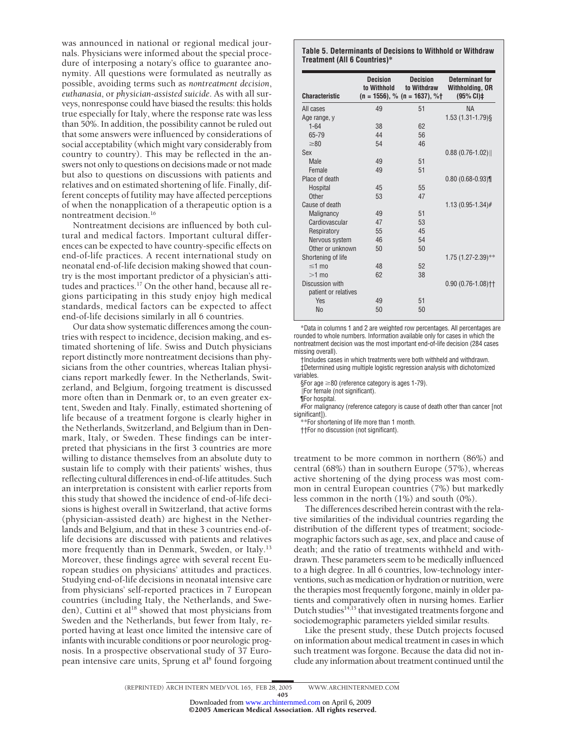was announced in national or regional medical journals. Physicians were informed about the special procedure of interposing a notary's office to guarantee anonymity. All questions were formulated as neutrally as possible, avoiding terms such as *nontreatment decision*, *euthanasia*, or *physician-assisted suicide*. As with all surveys, nonresponse could have biased the results: this holds true especially for Italy, where the response rate was less than 50%. In addition, the possibility cannot be ruled out that some answers were influenced by considerations of social acceptability (which might vary considerably from country to country). This may be reflected in the answers not only to questions on decisions made or not made but also to questions on discussions with patients and relatives and on estimated shortening of life. Finally, different concepts of futility may have affected perceptions of when the nonapplication of a therapeutic option is a nontreatment decision.[16]

Nontreatment decisions are influenced by both cultural and medical factors. Important cultural differences can be expected to have country-specific effects on end-of-life practices. A recent international study on neonatal end-of-life decision making showed that country is the most important predictor of a physician's attitudes and practices.[17] On the other hand, because all regions participating in this study enjoy high medical standards, medical factors can be expected to affect end-of-life decisions similarly in all 6 countries.

Our data show systematic differences among the countries with respect to incidence, decision making, and estimated shortening of life. Swiss and Dutch physicians report distinctly more nontreatment decisions than physicians from the other countries, whereas Italian physicians report markedly fewer. In the Netherlands, Switzerland, and Belgium, forgoing treatment is discussed more often than in Denmark or, to an even greater extent, Sweden and Italy. Finally, estimated shortening of life because of a treatment forgone is clearly higher in the Netherlands, Switzerland, and Belgium than in Denmark, Italy, or Sweden. These findings can be interpreted that physicians in the first 3 countries are more willing to distance themselves from an absolute duty to sustain life to comply with their patients' wishes, thus reflecting cultural differences in end-of-life attitudes. Such an interpretation is consistent with earlier reports from this study that showed the incidence of end-of-life decisions is highest overall in Switzerland, that active forms (physician-assisted death) are highest in the Netherlands and Belgium, and that in these 3 countries end-of-life decisions are discussed with patients and relatives more frequently than in Denmark, Sweden, or Italy.[13] Moreover, these findings agree with several recent European studies on physicians' attitudes and practices. Studying end-of-life decisions in neonatal intensive care from physicians' self-reported practices in 7 European countries (including Italy, the Netherlands, and Sweden), Cuttini et al[18] showed that most physicians from Sweden and the Netherlands, but fewer from Italy, reported having at least once limited the intensive care of infants with incurable conditions or poor neurologic prognosis. In a prospective observational study of 37 European intensive care units, Sprung et al[8] found forgoing treatment to be more common in northern (86%) and central (68%) than in southern Europe (57%), whereas active shortening of the dying process was most common in central European countries (7%) but markedly less common in the north (1%) and south (0%).

The differences described herein contrast with the relative similarities of the individual countries regarding the distribution of the different types of treatment; sociodemographic factors such as age, sex, and place and cause of death; and the ratio of treatments withheld and withdrawn. These parameters seem to be medically influenced to a high degree. In all 6 countries, low-technology interventions, such as medication or hydration or nutrition, were the therapies most frequently forgone, mainly in older patients and comparatively often in nursing homes. Earlier Dutch studies[14,15] that investigated treatments forgone and sociodemographic parameters yielded similar results.

Like the present study, these Dutch projects focused on information about medical treatment in cases in which such treatment was forgone. Because the data did not include any information about treatment continued until the

**Table 5. Determinants of Decisions to Withhold or Withdraw Treatment (All 6 Countries)***

| Characteristic | Decision to Withhold (n = 1556), % | Decision to Withdraw (n = 1637), %† | Determinant for Withholding, OR (95% CI)‡ |
|---|---|---|---|
| All cases | 49 | 51 | NA |
| Age range, y | | | 1.53 (1.31-1.79)§ |
| 1-64 | 38 | 62 | |
| 65-79 | 44 | 56 | |
| ≥80 | 54 | 46 | |
| Sex | | | 0.88 (0.76-1.02)‖ |
| Male | 49 | 51 | |
| Female | 49 | 51 | |
| Place of death | | | 0.80 (0.68-0.93)¶ |
| Hospital | 45 | 55 | |
| Other | 53 | 47 | |
| Cause of death | | | 1.13 (0.95-1.34)# |
| Malignancy | 49 | 51 | |
| Cardiovascular | 47 | 53 | |
| Respiratory | 55 | 45 | |
| Nervous system | 46 | 54 | |
| Other or unknown | 50 | 50 | |
| Shortening of life | | | 1.75 (1.27-2.39)** |
| ≤1 mo | 48 | 52 | |
| >1 mo | 62 | 38 | |
| Discussion with patient or relatives | | | 0.90 (0.76-1.08)†† |
| Yes | 49 | 51 | |
| No | 50 | 50 | |

*Data in columns 1 and 2 are weighted row percentages. All percentages are rounded to whole numbers. Information available only for cases in which the nontreatment decision was the most important end-of-life decision (284 cases missing overall).

†Includes cases in which treatments were both withheld and withdrawn.

‡Determined using multiple logistic regression analysis with dichotomized variables.

§For age ≥80 (reference category is ages 1-79).

‖For female (not significant).

¶For hospital.

#For malignancy (reference category is cause of death other than cancer [not significant]).

**For shortening of life more than 1 month.

††For no discussion (not significant).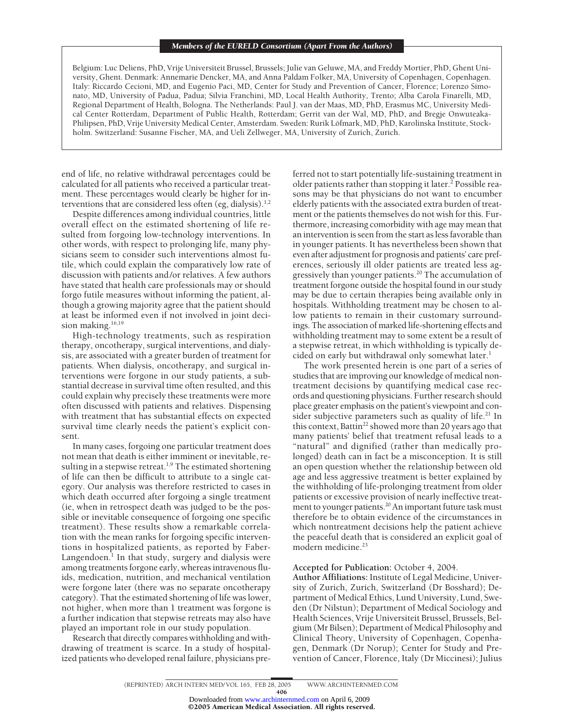## Members of the EURELD Consortium (Apart From the Authors)

Belgium: Luc Deliens, PhD, Vrije Universiteit Brussel, Brussels; Julie van Geluwe, MA, and Freddy Mortier, PhD, Ghent University, Ghent. Denmark: Annemarie Dencker, MA, and Anna Paldam Folker, MA, University of Copenhagen, Copenhagen. Italy: Riccardo Cecioni, MD, and Eugenio Paci, MD, Center for Study and Prevention of Cancer, Florence; Lorenzo Simonato, MD, University of Padua, Padua; Silvia Franchini, MD, Local Health Authority, Trento; Alba Carola Finarelli, MD, Regional Department of Health, Bologna. The Netherlands: Paul J. van der Maas, MD, PhD, Erasmus MC, University Medical Center Rotterdam, Department of Public Health, Rotterdam; Gerrit van der Wal, MD, PhD, and Bregje Onwuteaka-Philipsen, PhD, Vrije University Medical Center, Amsterdam. Sweden: Rurik Löfmark, MD, PhD, Karolinska Institute, Stockholm. Switzerland: Susanne Fischer, MA, and Ueli Zellweger, MA, University of Zurich, Zurich.

end of life, no relative withdrawal percentages could be calculated for all patients who received a particular treatment. These percentages would clearly be higher for interventions that are considered less often (eg, dialysis).[1,2]

Despite differences among individual countries, little overall effect on the estimated shortening of life resulted from forgoing low-technology interventions. In other words, with respect to prolonging life, many physicians seem to consider such interventions almost futile, which could explain the comparatively low rate of discussion with patients and/or relatives. A few authors have stated that health care professionals may or should forgo futile measures without informing the patient, although a growing majority agree that the patient should at least be informed even if not involved in joint decision making.[16,19]

High-technology treatments, such as respiration therapy, oncotherapy, surgical interventions, and dialysis, are associated with a greater burden of treatment for patients. When dialysis, oncotherapy, and surgical interventions were forgone in our study patients, a substantial decrease in survival time often resulted, and this could explain why precisely these treatments were more often discussed with patients and relatives. Dispensing with treatment that has substantial effects on expected survival time clearly needs the patient's explicit consent.

In many cases, forgoing one particular treatment does not mean that death is either imminent or inevitable, resulting in a stepwise retreat.[1,9] The estimated shortening of life can then be difficult to attribute to a single category. Our analysis was therefore restricted to cases in which death occurred after forgoing a single treatment (ie, when in retrospect death was judged to be the possible or inevitable consequence of forgoing one specific treatment). These results show a remarkable correlation with the mean ranks for forgoing specific interventions in hospitalized patients, as reported by Faber-Langendoen.[1] In that study, surgery and dialysis were among treatments forgone early, whereas intravenous fluids, medication, nutrition, and mechanical ventilation were forgone later (there was no separate oncotherapy category). That the estimated shortening of life was lower, not higher, when more than 1 treatment was forgone is a further indication that stepwise retreats may also have played an important role in our study population.

Research that directly compares withholding and withdrawing of treatment is scarce. In a study of hospitalized patients who developed renal failure, physicians preferred not to start potentially life-sustaining treatment in older patients rather than stopping it later.[2] Possible reasons may be that physicians do not want to encumber elderly patients with the associated extra burden of treatment or the patients themselves do not wish for this. Furthermore, increasing comorbidity with age may mean that an intervention is seen from the start as less favorable than in younger patients. It has nevertheless been shown that even after adjustment for prognosis and patients' care preferences, seriously ill older patients are treated less aggressively than younger patients.[20] The accumulation of treatment forgone outside the hospital found in our study may be due to certain therapies being available only in hospitals. Withholding treatment may be chosen to allow patients to remain in their customary surroundings. The association of marked life-shortening effects and withholding treatment may to some extent be a result of a stepwise retreat, in which withholding is typically decided on early but withdrawal only somewhat later.[1]

The work presented herein is one part of a series of studies that are improving our knowledge of medical nontreatment decisions by quantifying medical case records and questioning physicians. Further research should place greater emphasis on the patient's viewpoint and consider subjective parameters such as quality of life.[21] In this context, Battin[22] showed more than 20 years ago that many patients' belief that treatment refusal leads to a "natural" and dignified (rather than medically prolonged) death can in fact be a misconception. It is still an open question whether the relationship between old age and less aggressive treatment is better explained by the withholding of life-prolonging treatment from older patients or excessive provision of nearly ineffective treatment to younger patients.[20] An important future task must therefore be to obtain evidence of the circumstances in which nontreatment decisions help the patient achieve the peaceful death that is considered an explicit goal of modern medicine.[23]

**Accepted for Publication:** October 4, 2004.

**Author Affiliations:** Institute of Legal Medicine, University of Zurich, Zurich, Switzerland (Dr Bosshard); Department of Medical Ethics, Lund University, Lund, Sweden (Dr Nilstun); Department of Medical Sociology and Health Sciences, Vrije Universiteit Brussel, Brussels, Belgium (Mr Bilsen); Department of Medical Philosophy and Clinical Theory, University of Copenhagen, Copenhagen, Denmark (Dr Norup); Center for Study and Prevention of Cancer, Florence, Italy (Dr Miccinesi); Julius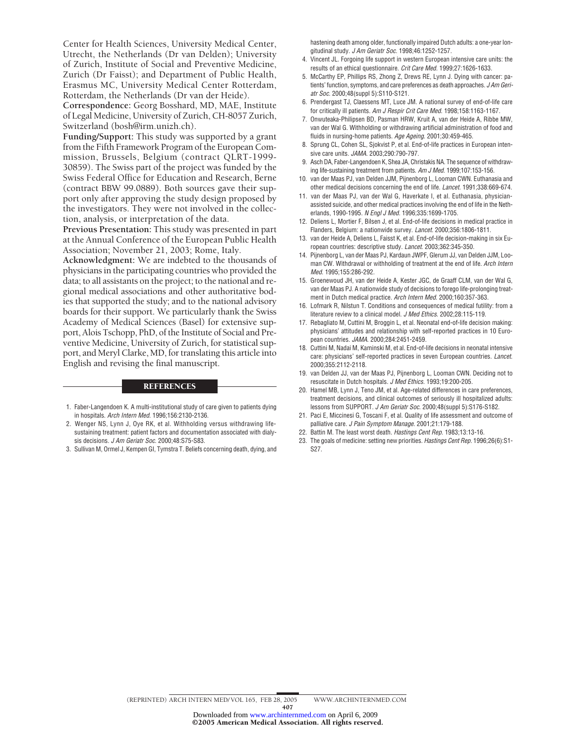Center for Health Sciences, University Medical Center, Utrecht, the Netherlands (Dr van Delden); University of Zurich, Institute of Social and Preventive Medicine, Zurich (Dr Faisst); and Department of Public Health, Erasmus MC, University Medical Center Rotterdam, Rotterdam, the Netherlands (Dr van der Heide).

**Correspondence:** Georg Bosshard, MD, MAE, Institute of Legal Medicine, University of Zurich, CH-8057 Zurich, Switzerland (bosh@irm.unizh.ch).

**Funding/Support:** This study was supported by a grant from the Fifth Framework Program of the European Commission, Brussels, Belgium (contract QLRT-1999-30859). The Swiss part of the project was funded by the Swiss Federal Office for Education and Research, Berne (contract BBW 99.0889). Both sources gave their support only after approving the study design proposed by the investigators. They were not involved in the collection, analysis, or interpretation of the data.

**Previous Presentation:** This study was presented in part at the Annual Conference of the European Public Health Association; November 21, 2003; Rome, Italy.

**Acknowledgment:** We are indebted to the thousands of physicians in the participating countries who provided the data; to all assistants on the project; to the national and regional medical associations and other authoritative bodies that supported the study; and to the national advisory boards for their support. We particularly thank the Swiss Academy of Medical Sciences (Basel) for extensive support, Alois Tschopp, PhD, of the Institute of Social and Preventive Medicine, University of Zurich, for statistical support, and Meryl Clarke, MD, for translating this article into English and revising the final manuscript.

## REFERENCES

1. Faber-Langendoen K. A multi-institutional study of care given to patients dying in hospitals. *Arch Intern Med*. 1996;156:2130-2136.
2. Wenger NS, Lynn J, Oye RK, et al. Withholding versus withdrawing life-sustaining treatment: patient factors and documentation associated with dialysis decisions. *J Am Geriatr Soc*. 2000;48:S75-S83.
3. Sullivan M, Ormel J, Kempen GI, Tymstra T. Beliefs concerning death, dying, and hastening death among older, functionally impaired Dutch adults: a one-year longitudinal study. *J Am Geriatr Soc*. 1998;46:1252-1257.
4. Vincent JL. Forgoing life support in western European intensive care units: the results of an ethical questionnaire. *Crit Care Med*. 1999;27:1626-1633.
5. McCarthy EP, Phillips RS, Zhong Z, Drews RE, Lynn J. Dying with cancer: patients' function, symptoms, and care preferences as death approaches. *J Am Geriatr Soc*. 2000;48(suppl 5):S110-S121.
6. Prendergast TJ, Claessens MT, Luce JM. A national survey of end-of-life care for critically ill patients. *Am J Respir Crit Care Med*. 1998;158:1163-1167.
7. Onwuteaka-Philipsen BD, Pasman HRW, Kruit A, van der Heide A, Ribbe MW, van der Wal G. Withholding or withdrawing artificial administration of food and fluids in nursing-home patients. *Age Ageing*. 2001;30:459-465.
8. Sprung CL, Cohen SL, Sjokvist P, et al. End-of-life practices in European intensive care units. *JAMA*. 2003;290:790-797.
9. Asch DA, Faber-Langendoen K, Shea JA, Christakis NA. The sequence of withdrawing life-sustaining treatment from patients. *Am J Med*. 1999;107:153-156.
10. van der Maas PJ, van Delden JJM, Pijnenborg L, Looman CWN. Euthanasia and other medical decisions concerning the end of life. *Lancet*. 1991;338:669-674.
11. van der Maas PJ, van der Wal G, Haverkate I, et al. Euthanasia, physician-assisted suicide, and other medical practices involving the end of life in the Netherlands, 1990-1995. *N Engl J Med*. 1996;335:1699-1705.
12. Deliens L, Mortier F, Bilsen J, et al. End-of-life decisions in medical practice in Flanders, Belgium: a nationwide survey. *Lancet*. 2000;356:1806-1811.
13. van der Heide A, Deliens L, Faisst K, et al. End-of-life decision-making in six European countries: descriptive study. *Lancet*. 2003;362:345-350.
14. Pijnenborg L, van der Maas PJ, Kardaun JWPF, Glerum JJ, van Delden JJM, Looman CW. Withdrawal or withholding of treatment at the end of life. *Arch Intern Med*. 1995;155:286-292.
15. Groenewoud JH, van der Heide A, Kester JGC, de Graaff CLM, van der Wal G, van der Maas PJ. A nationwide study of decisions to forego life-prolonging treatment in Dutch medical practice. *Arch Intern Med*. 2000;160:357-363.
16. Lofmark R, Nilstun T. Conditions and consequences of medical futility: from a literature review to a clinical model. *J Med Ethics*. 2002;28:115-119.
17. Rebagliato M, Cuttini M, Broggin L, et al. Neonatal end-of-life decision making: physicians' attitudes and relationship with self-reported practices in 10 European countries. *JAMA*. 2000;284:2451-2459.
18. Cuttini M, Nadai M, Kaminski M, et al. End-of-life decisions in neonatal intensive care: physicians' self-reported practices in seven European countries. *Lancet*. 2000;355:2112-2118.
19. van Delden JJ, van der Maas PJ, Pijnenborg L, Looman CWN. Deciding not to resuscitate in Dutch hospitals. *J Med Ethics*. 1993;19:200-205.
20. Hamel MB, Lynn J, Teno JM, et al. Age-related differences in care preferences, treatment decisions, and clinical outcomes of seriously ill hospitalized adults: lessons from SUPPORT. *J Am Geriatr Soc*. 2000;48(suppl 5):S176-S182.
21. Paci E, Miccinesi G, Toscani F, et al. Quality of life assessment and outcome of palliative care. *J Pain Symptom Manage*. 2001;21:179-188.
22. Battin M. The least worst death. *Hastings Cent Rep*. 1983;13:13-16.
23. The goals of medicine: setting new priorities. *Hastings Cent Rep*. 1996;26(6):S1-S27.